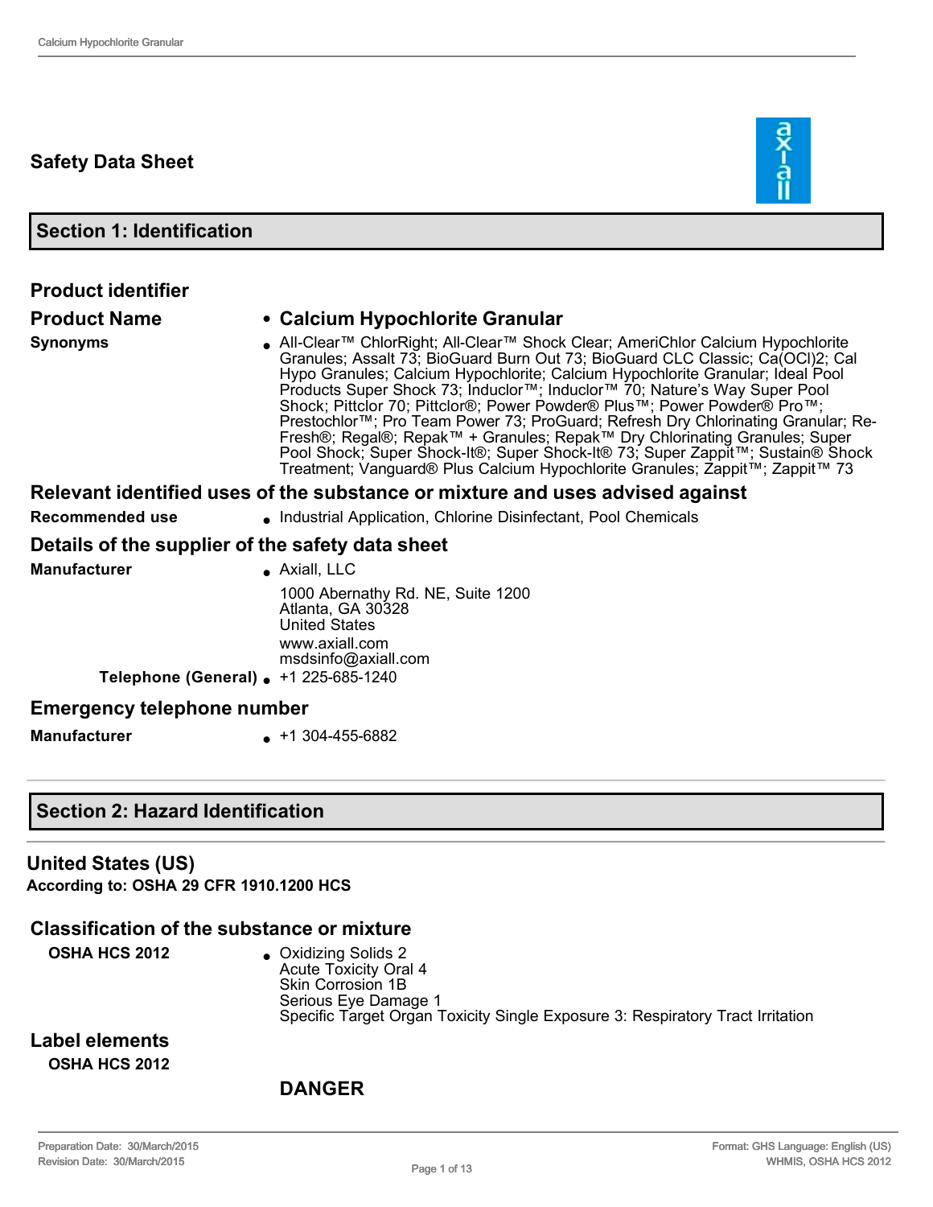# Safety Data Sheet

## Section 1: Identification

### Product identifier

| | |
|---|---|
| **Product Name** | **Calcium Hypochlorite Granular** |
| **Synonyms** | All-Clear™ ChlorRight; All-Clear™ Shock Clear; AmeriChlor Calcium Hypochlorite Granules; Assalt 73; BioGuard Burn Out 73; BioGuard CLC Classic; Ca(OCl)2; Cal Hypo Granules; Calcium Hypochlorite; Calcium Hypochlorite Granular; Ideal Pool Products Super Shock 73; Induclor™; Induclor™ 70; Nature's Way Super Pool Shock; Pittclor 70; Pittclor®; Power Powder® Plus™; Power Powder® Pro™; Prestochlor™; Pro Team Power 73; ProGuard; Refresh Dry Chlorinating Granular; Re-Fresh®; Regal®; Repak™ + Granules; Repak™ Dry Chlorinating Granules; Super Pool Shock; Super Shock-It®; Super Shock-It® 73; Super Zappit™; Sustain® Shock Treatment; Vanguard® Plus Calcium Hypochlorite Granules; Zappit™; Zappit™ 73 |

### Relevant identified uses of the substance or mixture and uses advised against

| | |
|---|---|
| **Recommended use** | Industrial Application, Chlorine Disinfectant, Pool Chemicals |

### Details of the supplier of the safety data sheet

| | |
|---|---|
| **Manufacturer** | Axiall, LLC<br>1000 Abernathy Rd. NE, Suite 1200<br>Atlanta, GA 30328<br>United States<br>www.axiall.com<br>msdsinfo@axiall.com |
| **Telephone (General)** | +1 225-685-1240 |

### Emergency telephone number

| | |
|---|---|
| **Manufacturer** | +1 304-455-6882 |

## Section 2: Hazard Identification

### United States (US)

**According to: OSHA 29 CFR 1910.1200 HCS**

### Classification of the substance or mixture

| | |
|---|---|
| **OSHA HCS 2012** | Oxidizing Solids 2<br>Acute Toxicity Oral 4<br>Skin Corrosion 1B<br>Serious Eye Damage 1<br>Specific Target Organ Toxicity Single Exposure 3: Respiratory Tract Irritation |

### Label elements

**OSHA HCS 2012**

**DANGER**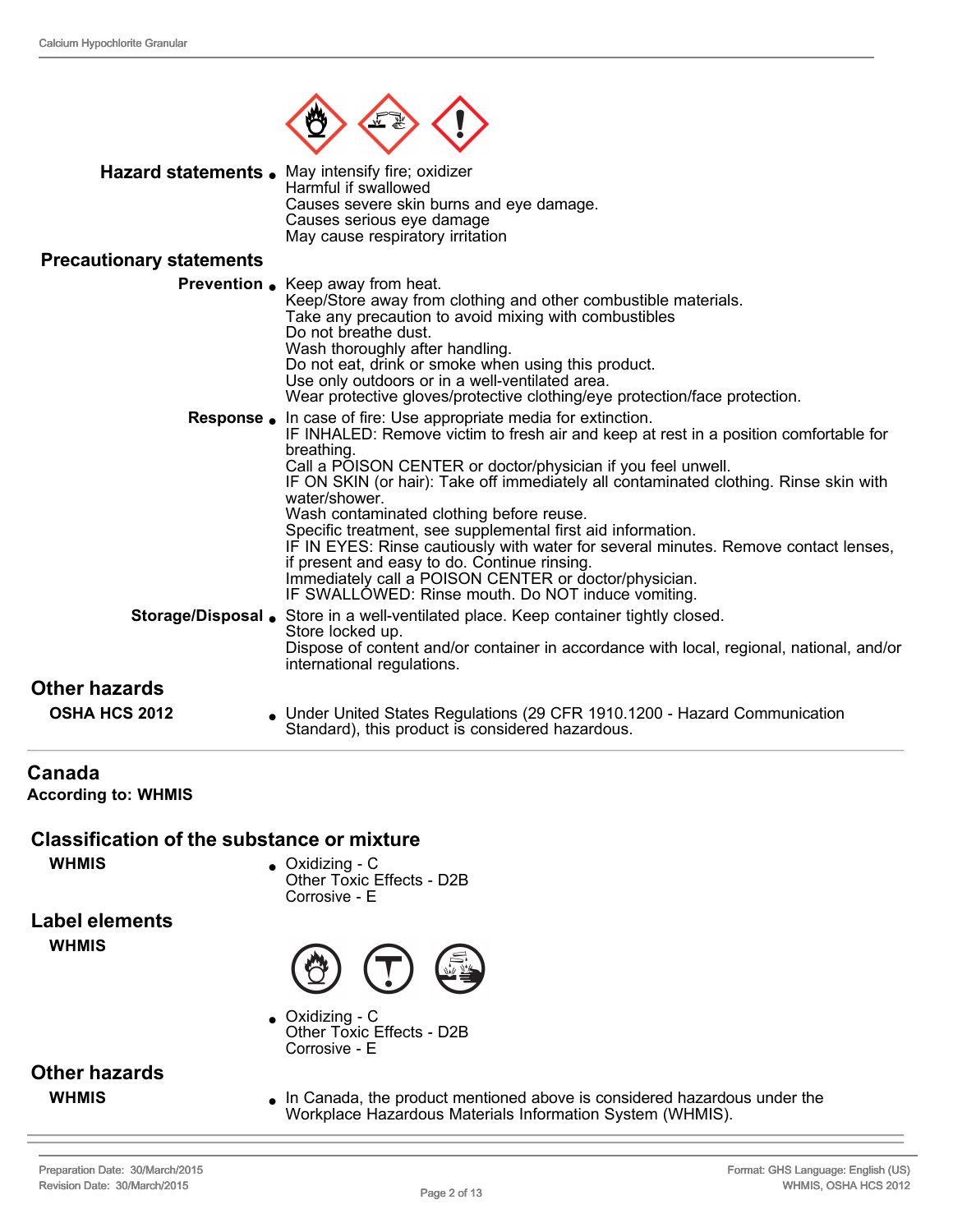**Hazard statements**
- May intensify fire; oxidizer
  Harmful if swallowed
  Causes severe skin burns and eye damage.
  Causes serious eye damage
  May cause respiratory irritation

## Precautionary statements

**Prevention**
- Keep away from heat.
  Keep/Store away from clothing and other combustible materials.
  Take any precaution to avoid mixing with combustibles
  Do not breathe dust.
  Wash thoroughly after handling.
  Do not eat, drink or smoke when using this product.
  Use only outdoors or in a well-ventilated area.
  Wear protective gloves/protective clothing/eye protection/face protection.

**Response**
- In case of fire: Use appropriate media for extinction.
  IF INHALED: Remove victim to fresh air and keep at rest in a position comfortable for breathing.
  Call a POISON CENTER or doctor/physician if you feel unwell.
  IF ON SKIN (or hair): Take off immediately all contaminated clothing. Rinse skin with water/shower.
  Wash contaminated clothing before reuse.
  Specific treatment, see supplemental first aid information.
  IF IN EYES: Rinse cautiously with water for several minutes. Remove contact lenses, if present and easy to do. Continue rinsing.
  Immediately call a POISON CENTER or doctor/physician.
  IF SWALLOWED: Rinse mouth. Do NOT induce vomiting.

**Storage/Disposal**
- Store in a well-ventilated place. Keep container tightly closed.
  Store locked up.
  Dispose of content and/or container in accordance with local, regional, national, and/or international regulations.

## Other hazards

**OSHA HCS 2012**
- Under United States Regulations (29 CFR 1910.1200 - Hazard Communication Standard), this product is considered hazardous.

## Canada

**According to: WHMIS**

## Classification of the substance or mixture

**WHMIS**
- Oxidizing - C
  Other Toxic Effects - D2B
  Corrosive - E

## Label elements

**WHMIS**
- Oxidizing - C
  Other Toxic Effects - D2B
  Corrosive - E

## Other hazards

**WHMIS**
- In Canada, the product mentioned above is considered hazardous under the Workplace Hazardous Materials Information System (WHMIS).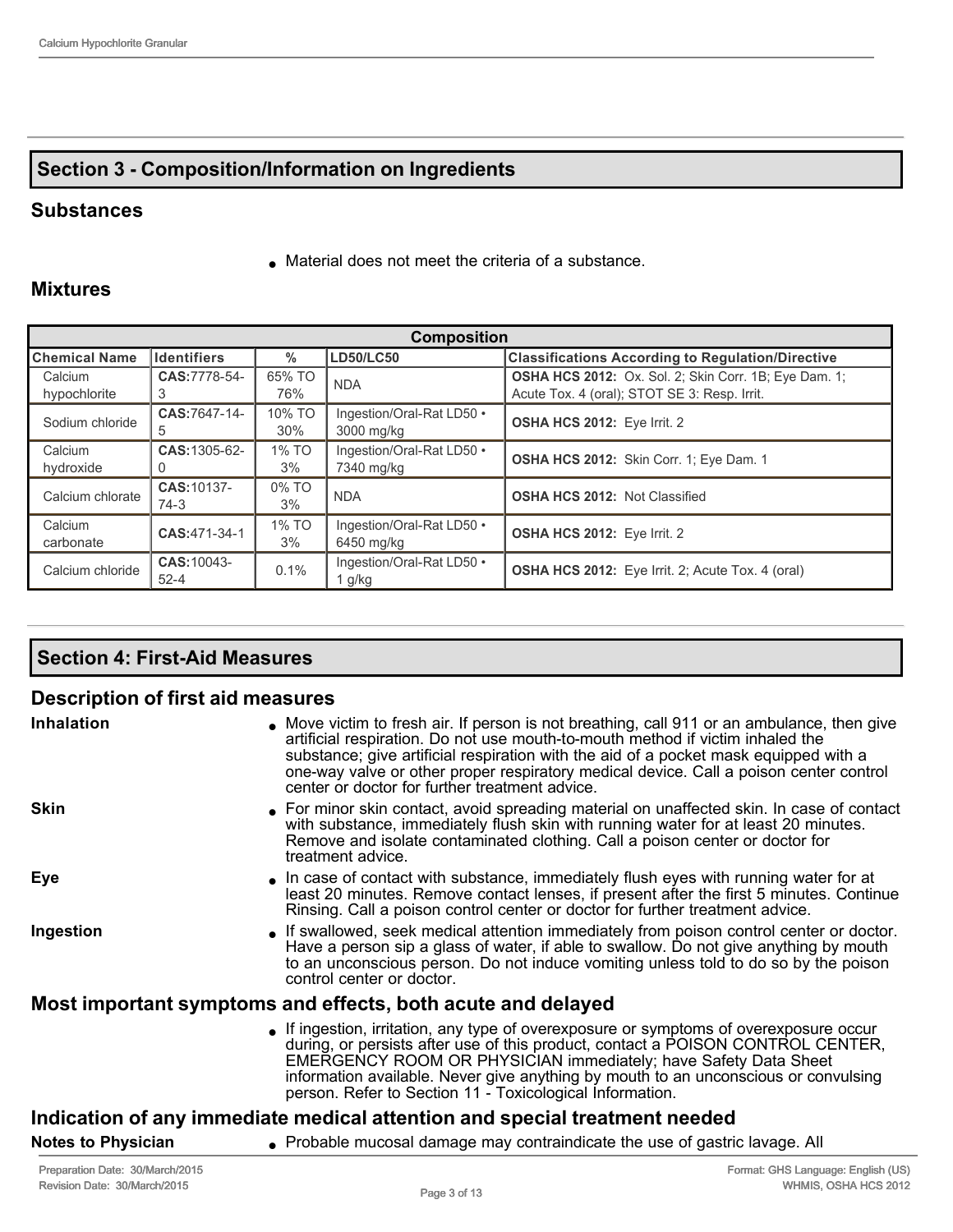## Section 3 - Composition/Information on Ingredients

### Substances

- Material does not meet the criteria of a substance.

### Mixtures

| Composition | | | | |
|---|---|---|---|---|
| **Chemical Name** | **Identifiers** | **%** | **LD50/LC50** | **Classifications According to Regulation/Directive** |
| Calcium hypochlorite | **CAS:**7778-54-3 | 65% TO 76% | NDA | **OSHA HCS 2012:** Ox. Sol. 2; Skin Corr. 1B; Eye Dam. 1; Acute Tox. 4 (oral); STOT SE 3: Resp. Irrit. |
| Sodium chloride | **CAS:**7647-14-5 | 10% TO 30% | Ingestion/Oral-Rat LD50 • 3000 mg/kg | **OSHA HCS 2012:** Eye Irrit. 2 |
| Calcium hydroxide | **CAS:**1305-62-0 | 1% TO 3% | Ingestion/Oral-Rat LD50 • 7340 mg/kg | **OSHA HCS 2012:** Skin Corr. 1; Eye Dam. 1 |
| Calcium chlorate | **CAS:**10137-74-3 | 0% TO 3% | NDA | **OSHA HCS 2012:** Not Classified |
| Calcium carbonate | **CAS:**471-34-1 | 1% TO 3% | Ingestion/Oral-Rat LD50 • 6450 mg/kg | **OSHA HCS 2012:** Eye Irrit. 2 |
| Calcium chloride | **CAS:**10043-52-4 | 0.1% | Ingestion/Oral-Rat LD50 • 1 g/kg | **OSHA HCS 2012:** Eye Irrit. 2; Acute Tox. 4 (oral) |

## Section 4: First-Aid Measures

### Description of first aid measures

**Inhalation**

- Move victim to fresh air. If person is not breathing, call 911 or an ambulance, then give artificial respiration. Do not use mouth-to-mouth method if victim inhaled the substance; give artificial respiration with the aid of a pocket mask equipped with a one-way valve or other proper respiratory medical device. Call a poison center control center or doctor for further treatment advice.

**Skin**

- For minor skin contact, avoid spreading material on unaffected skin. In case of contact with substance, immediately flush skin with running water for at least 20 minutes. Remove and isolate contaminated clothing. Call a poison center or doctor for treatment advice.

**Eye**

- In case of contact with substance, immediately flush eyes with running water for at least 20 minutes. Remove contact lenses, if present after the first 5 minutes. Continue Rinsing. Call a poison control center or doctor for further treatment advice.

**Ingestion**

- If swallowed, seek medical attention immediately from poison control center or doctor. Have a person sip a glass of water, if able to swallow. Do not give anything by mouth to an unconscious person. Do not induce vomiting unless told to do so by the poison control center or doctor.

### Most important symptoms and effects, both acute and delayed

- If ingestion, irritation, any type of overexposure or symptoms of overexposure occur during, or persists after use of this product, contact a POISON CONTROL CENTER, EMERGENCY ROOM OR PHYSICIAN immediately; have Safety Data Sheet information available. Never give anything by mouth to an unconscious or convulsing person. Refer to Section 11 - Toxicological Information.

### Indication of any immediate medical attention and special treatment needed

**Notes to Physician**

- Probable mucosal damage may contraindicate the use of gastric lavage. All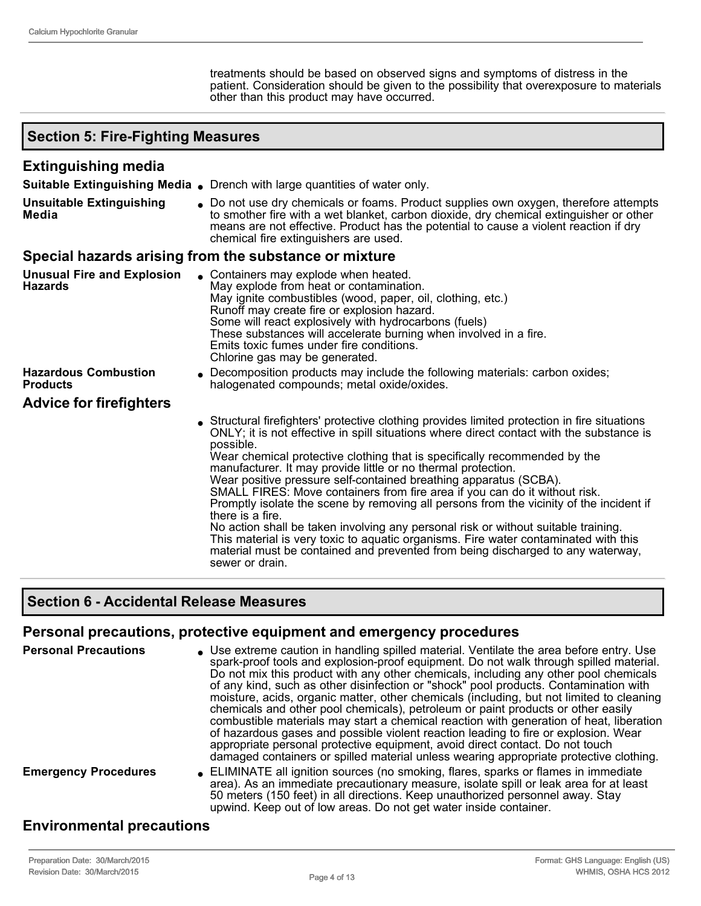treatments should be based on observed signs and symptoms of distress in the patient. Consideration should be given to the possibility that overexposure to materials other than this product may have occurred.

## Section 5: Fire-Fighting Measures

### Extinguishing media

**Suitable Extinguishing Media**
- Drench with large quantities of water only.

**Unsuitable Extinguishing Media**
- Do not use dry chemicals or foams. Product supplies own oxygen, therefore attempts to smother fire with a wet blanket, carbon dioxide, dry chemical extinguisher or other means are not effective. Product has the potential to cause a violent reaction if dry chemical fire extinguishers are used.

### Special hazards arising from the substance or mixture

**Unusual Fire and Explosion Hazards**
- Containers may explode when heated.
May explode from heat or contamination.
May ignite combustibles (wood, paper, oil, clothing, etc.)
Runoff may create fire or explosion hazard.
Some will react explosively with hydrocarbons (fuels)
These substances will accelerate burning when involved in a fire.
Emits toxic fumes under fire conditions.
Chlorine gas may be generated.

**Hazardous Combustion Products**
- Decomposition products may include the following materials: carbon oxides; halogenated compounds; metal oxide/oxides.

### Advice for firefighters

- Structural firefighters' protective clothing provides limited protection in fire situations ONLY; it is not effective in spill situations where direct contact with the substance is possible.
Wear chemical protective clothing that is specifically recommended by the manufacturer. It may provide little or no thermal protection.
Wear positive pressure self-contained breathing apparatus (SCBA).
SMALL FIRES: Move containers from fire area if you can do it without risk.
Promptly isolate the scene by removing all persons from the vicinity of the incident if there is a fire.
No action shall be taken involving any personal risk or without suitable training.
This material is very toxic to aquatic organisms. Fire water contaminated with this material must be contained and prevented from being discharged to any waterway, sewer or drain.

## Section 6 - Accidental Release Measures

### Personal precautions, protective equipment and emergency procedures

**Personal Precautions**
- Use extreme caution in handling spilled material. Ventilate the area before entry. Use spark-proof tools and explosion-proof equipment. Do not walk through spilled material. Do not mix this product with any other chemicals, including any other pool chemicals of any kind, such as other disinfection or "shock" pool products. Contamination with moisture, acids, organic matter, other chemicals (including, but not limited to cleaning chemicals and other pool chemicals), petroleum or paint products or other easily combustible materials may start a chemical reaction with generation of heat, liberation of hazardous gases and possible violent reaction leading to fire or explosion. Wear appropriate personal protective equipment, avoid direct contact. Do not touch damaged containers or spilled material unless wearing appropriate protective clothing.

**Emergency Procedures**
- ELIMINATE all ignition sources (no smoking, flares, sparks or flames in immediate area). As an immediate precautionary measure, isolate spill or leak area for at least 50 meters (150 feet) in all directions. Keep unauthorized personnel away. Stay upwind. Keep out of low areas. Do not get water inside container.

### Environmental precautions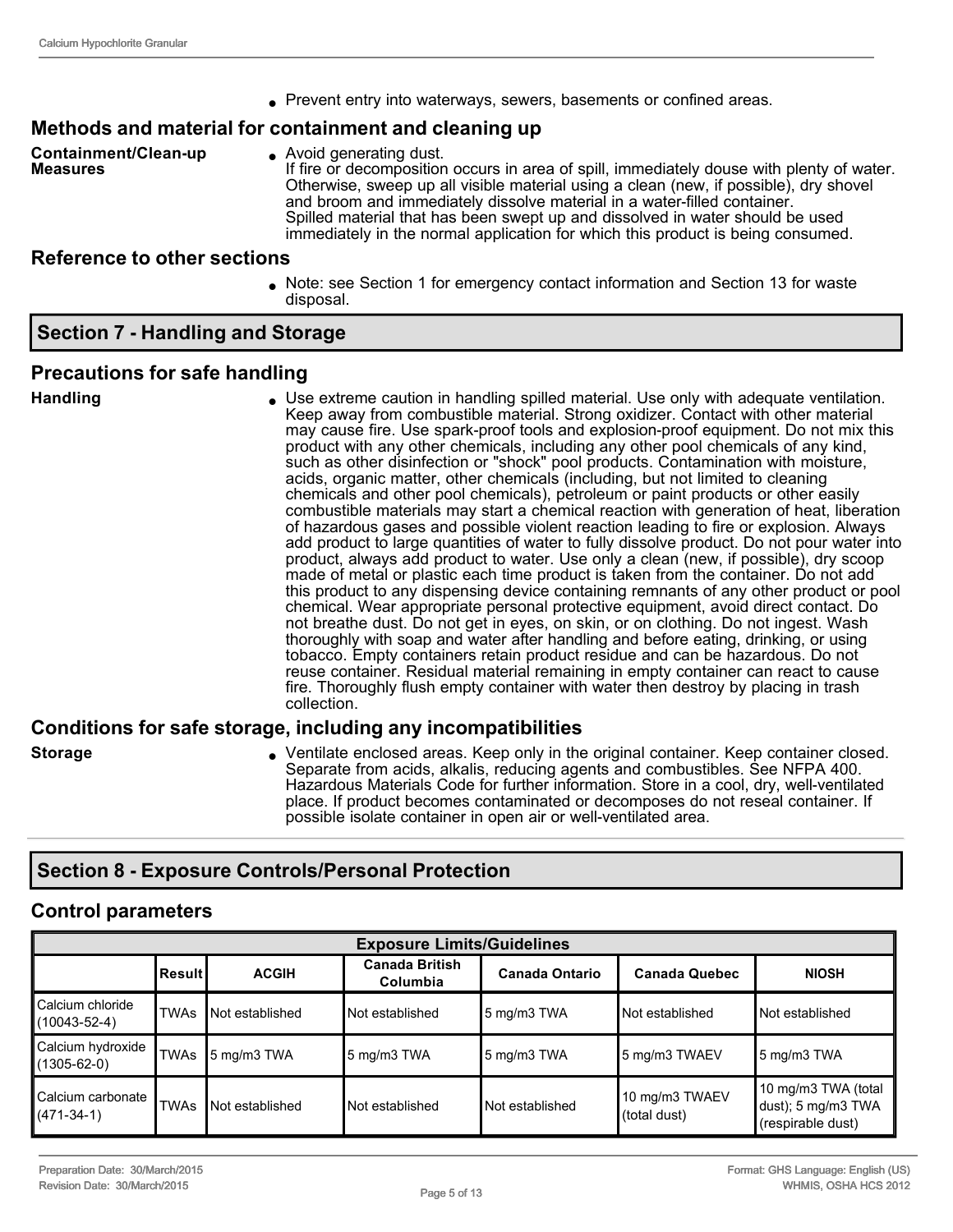- Prevent entry into waterways, sewers, basements or confined areas.

## Methods and material for containment and cleaning up

**Containment/Clean-up Measures**

- Avoid generating dust.
  If fire or decomposition occurs in area of spill, immediately douse with plenty of water. Otherwise, sweep up all visible material using a clean (new, if possible), dry shovel and broom and immediately dissolve material in a water-filled container.
  Spilled material that has been swept up and dissolved in water should be used immediately in the normal application for which this product is being consumed.

## Reference to other sections

- Note: see Section 1 for emergency contact information and Section 13 for waste disposal.

# Section 7 - Handling and Storage

## Precautions for safe handling

**Handling**

- Use extreme caution in handling spilled material. Use only with adequate ventilation. Keep away from combustible material. Strong oxidizer. Contact with other material may cause fire. Use spark-proof tools and explosion-proof equipment. Do not mix this product with any other chemicals, including any other pool chemicals of any kind, such as other disinfection or "shock" pool products. Contamination with moisture, acids, organic matter, other chemicals (including, but not limited to cleaning chemicals and other pool chemicals), petroleum or paint products or other easily combustible materials may start a chemical reaction with generation of heat, liberation of hazardous gases and possible violent reaction leading to fire or explosion. Always add product to large quantities of water to fully dissolve product. Do not pour water into product, always add product to water. Use only a clean (new, if possible), dry scoop made of metal or plastic each time product is taken from the container. Do not add this product to any dispensing device containing remnants of any other product or pool chemical. Wear appropriate personal protective equipment, avoid direct contact. Do not breathe dust. Do not get in eyes, on skin, or on clothing. Do not ingest. Wash thoroughly with soap and water after handling and before eating, drinking, or using tobacco. Empty containers retain product residue and can be hazardous. Do not reuse container. Residual material remaining in empty container can react to cause fire. Thoroughly flush empty container with water then destroy by placing in trash collection.

## Conditions for safe storage, including any incompatibilities

**Storage**

- Ventilate enclosed areas. Keep only in the original container. Keep container closed. Separate from acids, alkalis, reducing agents and combustibles. See NFPA 400. Hazardous Materials Code for further information. Store in a cool, dry, well-ventilated place. If product becomes contaminated or decomposes do not reseal container. If possible isolate container in open air or well-ventilated area.

# Section 8 - Exposure Controls/Personal Protection

## Control parameters

| Exposure Limits/Guidelines | | | | | | |
|---|---|---|---|---|---|---|
| | Result | ACGIH | Canada British Columbia | Canada Ontario | Canada Quebec | NIOSH |
| Calcium chloride (10043-52-4) | TWAs | Not established | Not established | 5 mg/m3 TWA | Not established | Not established |
| Calcium hydroxide (1305-62-0) | TWAs | 5 mg/m3 TWA | 5 mg/m3 TWA | 5 mg/m3 TWA | 5 mg/m3 TWAEV | 5 mg/m3 TWA |
| Calcium carbonate (471-34-1) | TWAs | Not established | Not established | Not established | 10 mg/m3 TWAEV (total dust) | 10 mg/m3 TWA (total dust); 5 mg/m3 TWA (respirable dust) |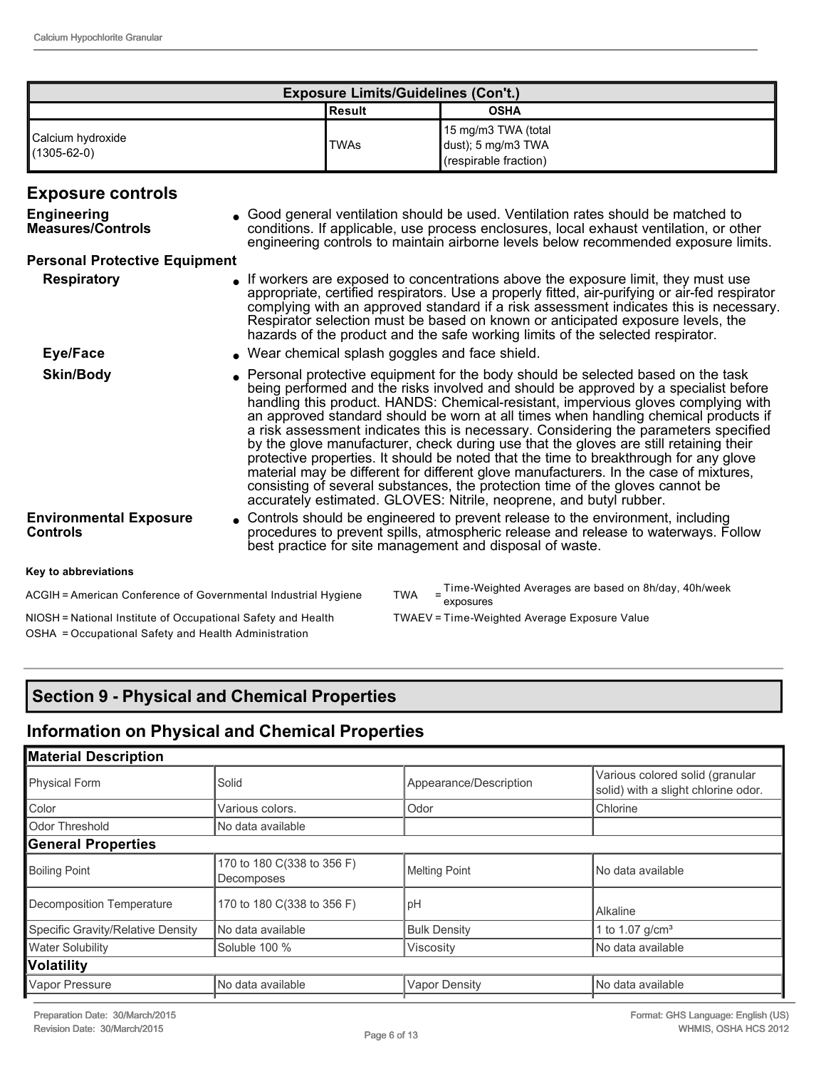| Exposure Limits/Guidelines (Con't.) | | |
|---|---|---|
| | Result | OSHA |
| Calcium hydroxide (1305-62-0) | TWAs | 15 mg/m3 TWA (total dust); 5 mg/m3 TWA (respirable fraction) |

## Exposure controls

**Engineering Measures/Controls**
- Good general ventilation should be used. Ventilation rates should be matched to conditions. If applicable, use process enclosures, local exhaust ventilation, or other engineering controls to maintain airborne levels below recommended exposure limits.

**Personal Protective Equipment**

**Respiratory**
- If workers are exposed to concentrations above the exposure limit, they must use appropriate, certified respirators. Use a properly fitted, air-purifying or air-fed respirator complying with an approved standard if a risk assessment indicates this is necessary. Respirator selection must be based on known or anticipated exposure levels, the hazards of the product and the safe working limits of the selected respirator.

**Eye/Face**
- Wear chemical splash goggles and face shield.

**Skin/Body**
- Personal protective equipment for the body should be selected based on the task being performed and the risks involved and should be approved by a specialist before handling this product. HANDS: Chemical-resistant, impervious gloves complying with an approved standard should be worn at all times when handling chemical products if a risk assessment indicates this is necessary. Considering the parameters specified by the glove manufacturer, check during use that the gloves are still retaining their protective properties. It should be noted that the time to breakthrough for any glove material may be different for different glove manufacturers. In the case of mixtures, consisting of several substances, the protection time of the gloves cannot be accurately estimated. GLOVES: Nitrile, neoprene, and butyl rubber.

**Environmental Exposure Controls**
- Controls should be engineered to prevent release to the environment, including procedures to prevent spills, atmospheric release and release to waterways. Follow best practice for site management and disposal of waste.

**Key to abbreviations**

ACGIH = American Conference of Governmental Industrial Hygiene

NIOSH = National Institute of Occupational Safety and Health

OSHA = Occupational Safety and Health Administration

TWA = Time-Weighted Averages are based on 8h/day, 40h/week exposures

TWAEV = Time-Weighted Average Exposure Value

# Section 9 - Physical and Chemical Properties

## Information on Physical and Chemical Properties

| Material Description | | | |
|---|---|---|---|
| Physical Form | Solid | Appearance/Description | Various colored solid (granular solid) with a slight chlorine odor. |
| Color | Various colors. | Odor | Chlorine |
| Odor Threshold | No data available | | |
| **General Properties** | | | |
| Boiling Point | 170 to 180 C(338 to 356 F) Decomposes | Melting Point | No data available |
| Decomposition Temperature | 170 to 180 C(338 to 356 F) | pH | Alkaline |
| Specific Gravity/Relative Density | No data available | Bulk Density | 1 to 1.07 g/cm³ |
| Water Solubility | Soluble 100 % | Viscosity | No data available |
| **Volatility** | | | |
| Vapor Pressure | No data available | Vapor Density | No data available |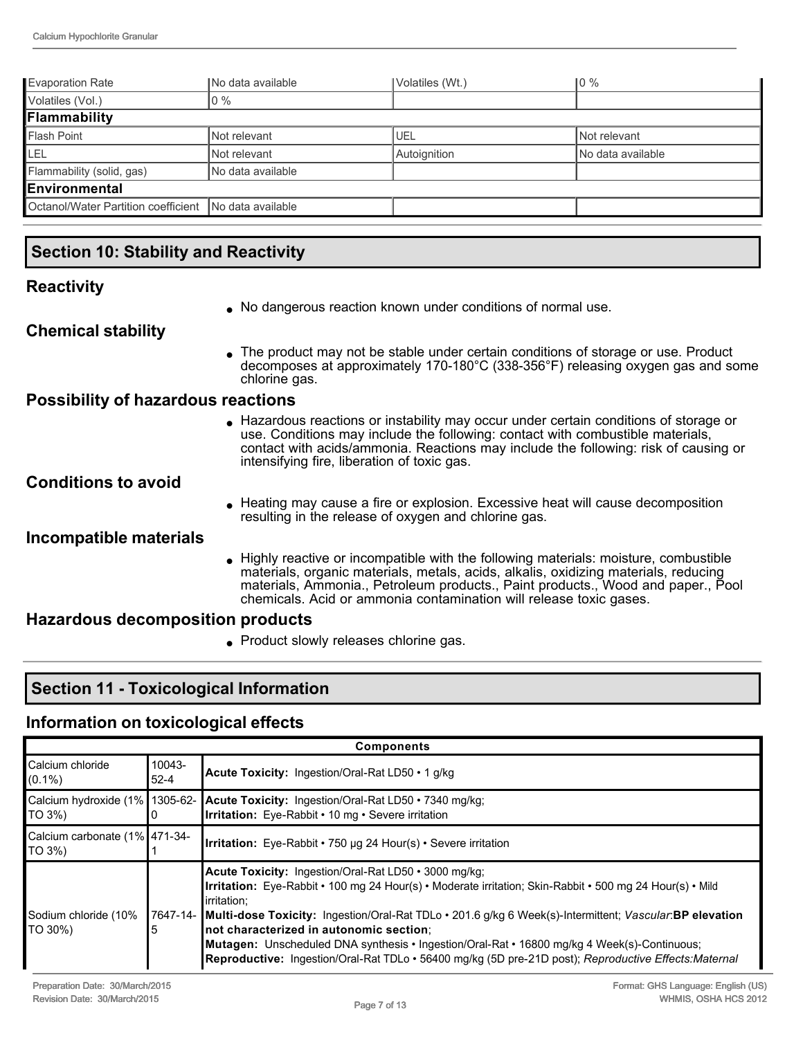| | | | |
|---|---|---|---|
| Evaporation Rate | No data available | Volatiles (Wt.) | 0 % |
| Volatiles (Vol.) | 0 % | | |
| **Flammability** | | | |
| Flash Point | Not relevant | UEL | Not relevant |
| LEL | Not relevant | Autoignition | No data available |
| Flammability (solid, gas) | No data available | | |
| **Environmental** | | | |
| Octanol/Water Partition coefficient | No data available | | |

## Section 10: Stability and Reactivity

### Reactivity

- No dangerous reaction known under conditions of normal use.

### Chemical stability

- The product may not be stable under certain conditions of storage or use. Product decomposes at approximately 170-180°C (338-356°F) releasing oxygen gas and some chlorine gas.

### Possibility of hazardous reactions

- Hazardous reactions or instability may occur under certain conditions of storage or use. Conditions may include the following: contact with combustible materials, contact with acids/ammonia. Reactions may include the following: risk of causing or intensifying fire, liberation of toxic gas.

### Conditions to avoid

- Heating may cause a fire or explosion. Excessive heat will cause decomposition resulting in the release of oxygen and chlorine gas.

### Incompatible materials

- Highly reactive or incompatible with the following materials: moisture, combustible materials, organic materials, metals, acids, alkalis, oxidizing materials, reducing materials, Ammonia., Petroleum products., Paint products., Wood and paper., Pool chemicals. Acid or ammonia contamination will release toxic gases.

### Hazardous decomposition products

- Product slowly releases chlorine gas.

## Section 11 - Toxicological Information

### Information on toxicological effects

| **Components** | | |
|---|---|---|
| Calcium chloride (0.1%) | 10043-52-4 | **Acute Toxicity:** Ingestion/Oral-Rat LD50 • 1 g/kg |
| Calcium hydroxide (1% TO 3%) | 1305-62-0 | **Acute Toxicity:** Ingestion/Oral-Rat LD50 • 7340 mg/kg; **Irritation:** Eye-Rabbit • 10 mg • Severe irritation |
| Calcium carbonate (1% TO 3%) | 471-34-1 | **Irritation:** Eye-Rabbit • 750 µg 24 Hour(s) • Severe irritation |
| Sodium chloride (10% TO 30%) | 7647-14-5 | **Acute Toxicity:** Ingestion/Oral-Rat LD50 • 3000 mg/kg; **Irritation:** Eye-Rabbit • 100 mg 24 Hour(s) • Moderate irritation; Skin-Rabbit • 500 mg 24 Hour(s) • Mild irritation; **Multi-dose Toxicity:** Ingestion/Oral-Rat TDLo • 201.6 g/kg 6 Week(s)-Intermittent; *Vascular:* **BP elevation not characterized in autonomic section**; **Mutagen:** Unscheduled DNA synthesis • Ingestion/Oral-Rat • 16800 mg/kg 4 Week(s)-Continuous; **Reproductive:** Ingestion/Oral-Rat TDLo • 56400 mg/kg (5D pre-21D post); *Reproductive Effects:Maternal* |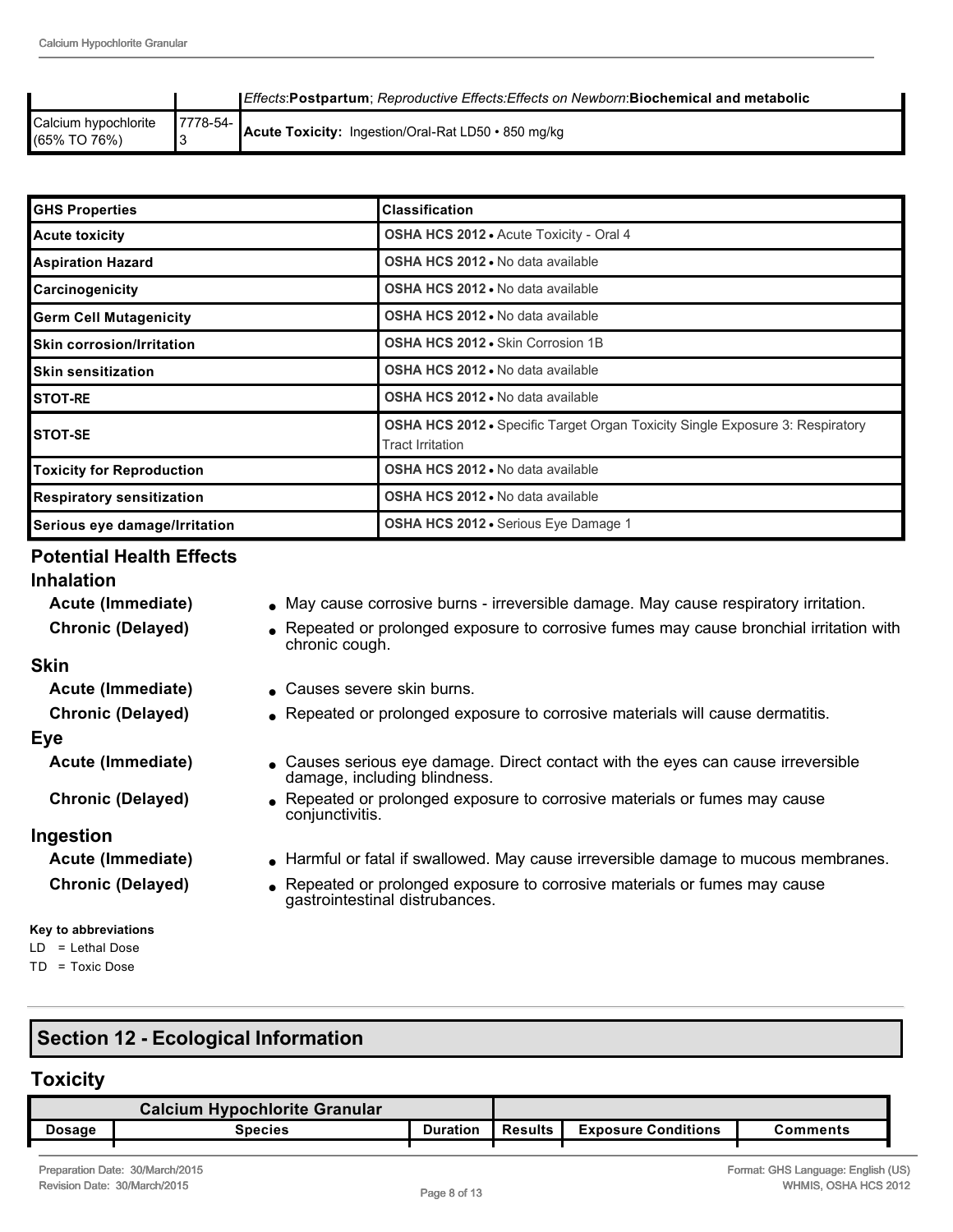|  |  |  |
| --- | --- | --- |
|  |  | *Effects*:**Postpartum**; *Reproductive Effects:Effects on Newborn*:**Biochemical and metabolic** |
| Calcium hypochlorite (65% TO 76%) | 7778-54-3 | **Acute Toxicity:** Ingestion/Oral-Rat LD50 • 850 mg/kg |

| GHS Properties | Classification |
| --- | --- |
| **Acute toxicity** | **OSHA HCS 2012** • Acute Toxicity - Oral 4 |
| **Aspiration Hazard** | **OSHA HCS 2012** • No data available |
| **Carcinogenicity** | **OSHA HCS 2012** • No data available |
| **Germ Cell Mutagenicity** | **OSHA HCS 2012** • No data available |
| **Skin corrosion/Irritation** | **OSHA HCS 2012** • Skin Corrosion 1B |
| **Skin sensitization** | **OSHA HCS 2012** • No data available |
| **STOT-RE** | **OSHA HCS 2012** • No data available |
| **STOT-SE** | **OSHA HCS 2012** • Specific Target Organ Toxicity Single Exposure 3: Respiratory Tract Irritation |
| **Toxicity for Reproduction** | **OSHA HCS 2012** • No data available |
| **Respiratory sensitization** | **OSHA HCS 2012** • No data available |
| **Serious eye damage/Irritation** | **OSHA HCS 2012** • Serious Eye Damage 1 |

## Potential Health Effects

### Inhalation

**Acute (Immediate)**
- May cause corrosive burns - irreversible damage. May cause respiratory irritation.

**Chronic (Delayed)**
- Repeated or prolonged exposure to corrosive fumes may cause bronchial irritation with chronic cough.

### Skin

**Acute (Immediate)**
- Causes severe skin burns.

**Chronic (Delayed)**
- Repeated or prolonged exposure to corrosive materials will cause dermatitis.

### Eye

**Acute (Immediate)**
- Causes serious eye damage. Direct contact with the eyes can cause irreversible damage, including blindness.

**Chronic (Delayed)**
- Repeated or prolonged exposure to corrosive materials or fumes may cause conjunctivitis.

### Ingestion

**Acute (Immediate)**
- Harmful or fatal if swallowed. May cause irreversible damage to mucous membranes.

**Chronic (Delayed)**
- Repeated or prolonged exposure to corrosive materials or fumes may cause gastrointestinal distrubances.

**Key to abbreviations**

LD = Lethal Dose

TD = Toxic Dose

## Section 12 - Ecological Information

### Toxicity

| Calcium Hypochlorite Granular | | | | | |
| --- | --- | --- | --- | --- | --- |
| **Dosage** | **Species** | **Duration** | **Results** | **Exposure Conditions** | **Comments** |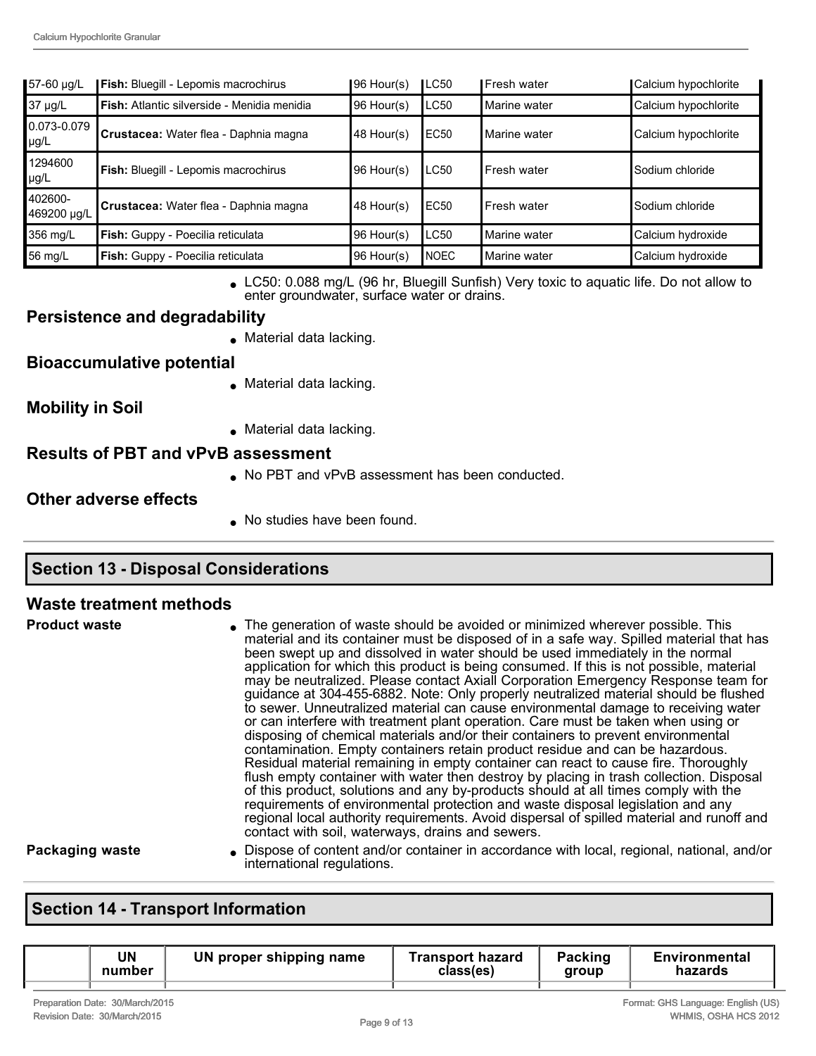| | | | | | |
|---|---|---|---|---|---|
| 57-60 µg/L | **Fish:** Bluegill - Lepomis macrochirus | 96 Hour(s) | LC50 | Fresh water | Calcium hypochlorite |
| 37 µg/L | **Fish:** Atlantic silverside - Menidia menidia | 96 Hour(s) | LC50 | Marine water | Calcium hypochlorite |
| 0.073-0.079 µg/L | **Crustacea:** Water flea - Daphnia magna | 48 Hour(s) | EC50 | Marine water | Calcium hypochlorite |
| 1294600 µg/L | **Fish:** Bluegill - Lepomis macrochirus | 96 Hour(s) | LC50 | Fresh water | Sodium chloride |
| 402600-469200 µg/L | **Crustacea:** Water flea - Daphnia magna | 48 Hour(s) | EC50 | Fresh water | Sodium chloride |
| 356 mg/L | **Fish:** Guppy - Poecilia reticulata | 96 Hour(s) | LC50 | Marine water | Calcium hydroxide |
| 56 mg/L | **Fish:** Guppy - Poecilia reticulata | 96 Hour(s) | NOEC | Marine water | Calcium hydroxide |

- LC50: 0.088 mg/L (96 hr, Bluegill Sunfish) Very toxic to aquatic life. Do not allow to enter groundwater, surface water or drains.

### Persistence and degradability

- Material data lacking.

### Bioaccumulative potential

- Material data lacking.

### Mobility in Soil

- Material data lacking.

### Results of PBT and vPvB assessment

- No PBT and vPvB assessment has been conducted.

### Other adverse effects

- No studies have been found.

## Section 13 - Disposal Considerations

### Waste treatment methods

**Product waste**

- The generation of waste should be avoided or minimized wherever possible. This material and its container must be disposed of in a safe way. Spilled material that has been swept up and dissolved in water should be used immediately in the normal application for which this product is being consumed. If this is not possible, material may be neutralized. Please contact Axiall Corporation Emergency Response team for guidance at 304-455-6882. Note: Only properly neutralized material should be flushed to sewer. Unneutralized material can cause environmental damage to receiving water or can interfere with treatment plant operation. Care must be taken when using or disposing of chemical materials and/or their containers to prevent environmental contamination. Empty containers retain product residue and can be hazardous. Residual material remaining in empty container can react to cause fire. Thoroughly flush empty container with water then destroy by placing in trash collection. Disposal of this product, solutions and any by-products should at all times comply with the requirements of environmental protection and waste disposal legislation and any regional local authority requirements. Avoid dispersal of spilled material and runoff and contact with soil, waterways, drains and sewers.

**Packaging waste**

- Dispose of content and/or container in accordance with local, regional, national, and/or international regulations.

## Section 14 - Transport Information

| | UN number | UN proper shipping name | Transport hazard class(es) | Packing group | Environmental hazards |
|---|---|---|---|---|---|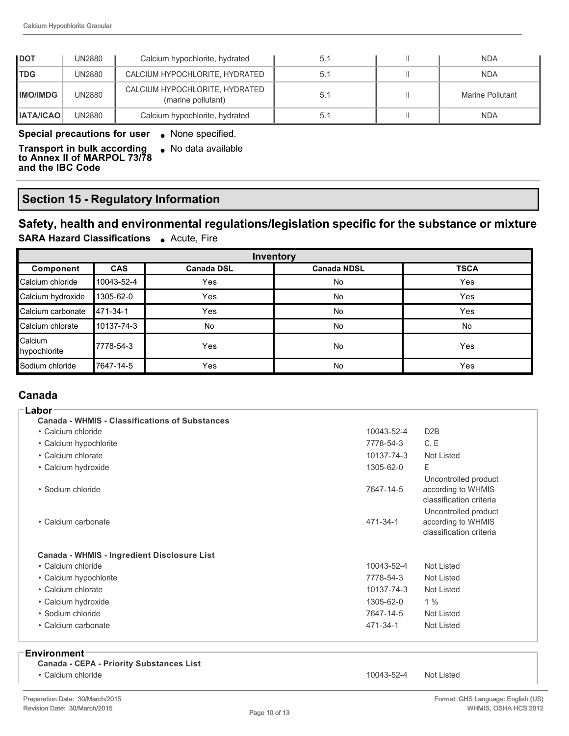| DOT | UN2880 | Calcium hypochlorite, hydrated | 5.1 | II | NDA |
|---|---|---|---|---|---|
| TDG | UN2880 | CALCIUM HYPOCHLORITE, HYDRATED | 5.1 | II | NDA |
| IMO/IMDG | UN2880 | CALCIUM HYPOCHLORITE, HYDRATED (marine pollutant) | 5.1 | II | Marine Pollutant |
| IATA/ICAO | UN2880 | Calcium hypochlorite, hydrated | 5.1 | II | NDA |

**Special precautions for user**
- None specified.

**Transport in bulk according to Annex II of MARPOL 73/78 and the IBC Code**
- No data available

## Section 15 - Regulatory Information

### Safety, health and environmental regulations/legislation specific for the substance or mixture

**SARA Hazard Classifications**
- Acute, Fire

| Inventory | | | | |
|---|---|---|---|---|
| **Component** | **CAS** | **Canada DSL** | **Canada NDSL** | **TSCA** |
| Calcium chloride | 10043-52-4 | Yes | No | Yes |
| Calcium hydroxide | 1305-62-0 | Yes | No | Yes |
| Calcium carbonate | 471-34-1 | Yes | No | Yes |
| Calcium chlorate | 10137-74-3 | No | No | No |
| Calcium hypochlorite | 7778-54-3 | Yes | No | Yes |
| Sodium chloride | 7647-14-5 | Yes | No | Yes |

### Canada

**Labor**

**Canada - WHMIS - Classifications of Substances**

| Component | CAS | Classification |
|---|---|---|
| • Calcium chloride | 10043-52-4 | D2B |
| • Calcium hypochlorite | 7778-54-3 | C, E |
| • Calcium chlorate | 10137-74-3 | Not Listed |
| • Calcium hydroxide | 1305-62-0 | E |
| • Sodium chloride | 7647-14-5 | Uncontrolled product according to WHMIS classification criteria |
| • Calcium carbonate | 471-34-1 | Uncontrolled product according to WHMIS classification criteria |

**Canada - WHMIS - Ingredient Disclosure List**

| Component | CAS | Value |
|---|---|---|
| • Calcium chloride | 10043-52-4 | Not Listed |
| • Calcium hypochlorite | 7778-54-3 | Not Listed |
| • Calcium chlorate | 10137-74-3 | Not Listed |
| • Calcium hydroxide | 1305-62-0 | 1 % |
| • Sodium chloride | 7647-14-5 | Not Listed |
| • Calcium carbonate | 471-34-1 | Not Listed |

**Environment**

**Canada - CEPA - Priority Substances List**

| Component | CAS | Value |
|---|---|---|
| • Calcium chloride | 10043-52-4 | Not Listed |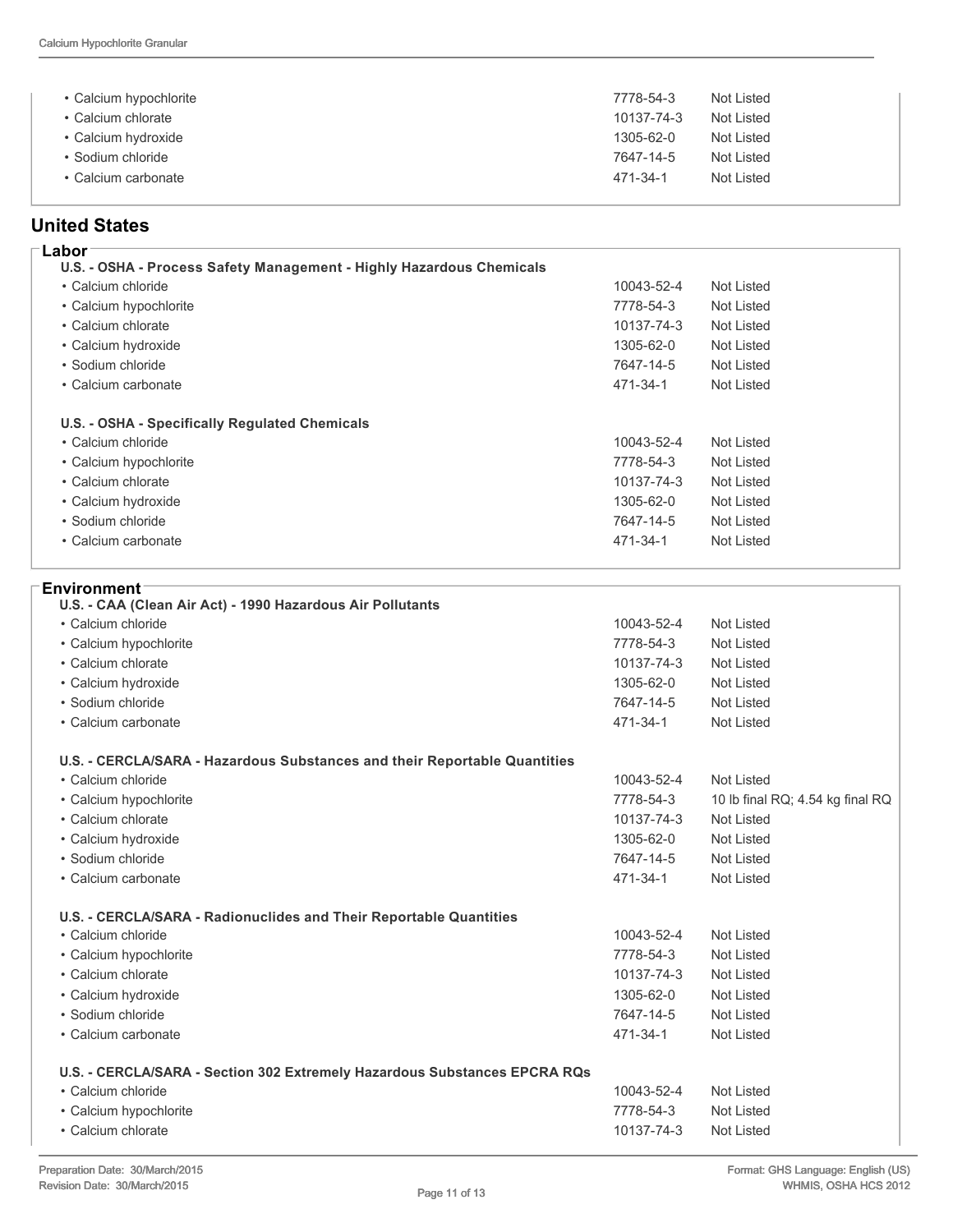| | | |
|---|---|---|
| • Calcium hypochlorite | 7778-54-3 | Not Listed |
| • Calcium chlorate | 10137-74-3 | Not Listed |
| • Calcium hydroxide | 1305-62-0 | Not Listed |
| • Sodium chloride | 7647-14-5 | Not Listed |
| • Calcium carbonate | 471-34-1 | Not Listed |

## United States

### Labor

**U.S. - OSHA - Process Safety Management - Highly Hazardous Chemicals**

| | | |
|---|---|---|
| • Calcium chloride | 10043-52-4 | Not Listed |
| • Calcium hypochlorite | 7778-54-3 | Not Listed |
| • Calcium chlorate | 10137-74-3 | Not Listed |
| • Calcium hydroxide | 1305-62-0 | Not Listed |
| • Sodium chloride | 7647-14-5 | Not Listed |
| • Calcium carbonate | 471-34-1 | Not Listed |

**U.S. - OSHA - Specifically Regulated Chemicals**

| | | |
|---|---|---|
| • Calcium chloride | 10043-52-4 | Not Listed |
| • Calcium hypochlorite | 7778-54-3 | Not Listed |
| • Calcium chlorate | 10137-74-3 | Not Listed |
| • Calcium hydroxide | 1305-62-0 | Not Listed |
| • Sodium chloride | 7647-14-5 | Not Listed |
| • Calcium carbonate | 471-34-1 | Not Listed |

### Environment

**U.S. - CAA (Clean Air Act) - 1990 Hazardous Air Pollutants**

| | | |
|---|---|---|
| • Calcium chloride | 10043-52-4 | Not Listed |
| • Calcium hypochlorite | 7778-54-3 | Not Listed |
| • Calcium chlorate | 10137-74-3 | Not Listed |
| • Calcium hydroxide | 1305-62-0 | Not Listed |
| • Sodium chloride | 7647-14-5 | Not Listed |
| • Calcium carbonate | 471-34-1 | Not Listed |

**U.S. - CERCLA/SARA - Hazardous Substances and their Reportable Quantities**

| | | |
|---|---|---|
| • Calcium chloride | 10043-52-4 | Not Listed |
| • Calcium hypochlorite | 7778-54-3 | 10 lb final RQ; 4.54 kg final RQ |
| • Calcium chlorate | 10137-74-3 | Not Listed |
| • Calcium hydroxide | 1305-62-0 | Not Listed |
| • Sodium chloride | 7647-14-5 | Not Listed |
| • Calcium carbonate | 471-34-1 | Not Listed |

**U.S. - CERCLA/SARA - Radionuclides and Their Reportable Quantities**

| | | |
|---|---|---|
| • Calcium chloride | 10043-52-4 | Not Listed |
| • Calcium hypochlorite | 7778-54-3 | Not Listed |
| • Calcium chlorate | 10137-74-3 | Not Listed |
| • Calcium hydroxide | 1305-62-0 | Not Listed |
| • Sodium chloride | 7647-14-5 | Not Listed |
| • Calcium carbonate | 471-34-1 | Not Listed |

**U.S. - CERCLA/SARA - Section 302 Extremely Hazardous Substances EPCRA RQs**

| | | |
|---|---|---|
| • Calcium chloride | 10043-52-4 | Not Listed |
| • Calcium hypochlorite | 7778-54-3 | Not Listed |
| • Calcium chlorate | 10137-74-3 | Not Listed |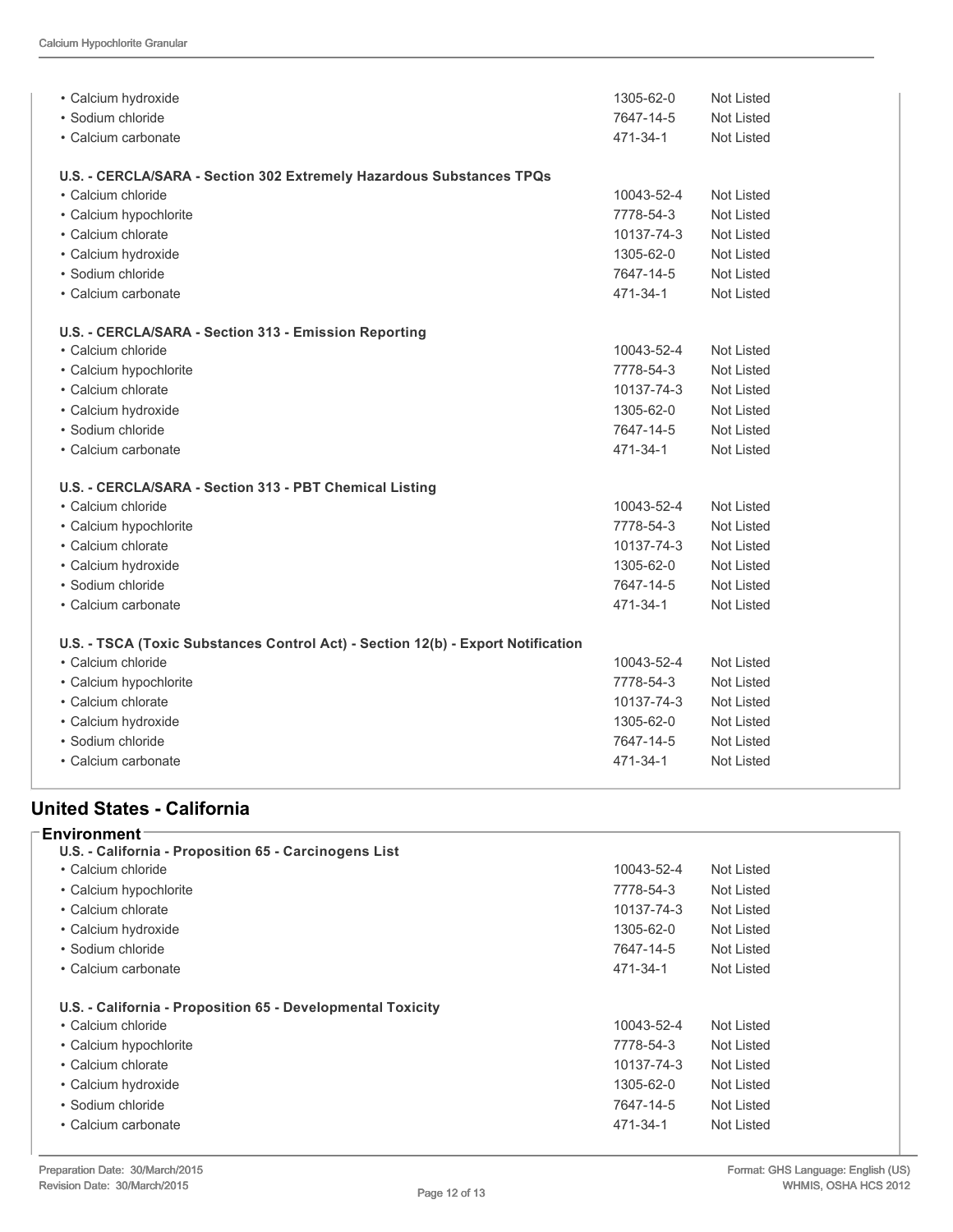| | | |
|---|---|---|
| • Calcium hydroxide | 1305-62-0 | Not Listed |
| • Sodium chloride | 7647-14-5 | Not Listed |
| • Calcium carbonate | 471-34-1 | Not Listed |

**U.S. - CERCLA/SARA - Section 302 Extremely Hazardous Substances TPQs**

| | | |
|---|---|---|
| • Calcium chloride | 10043-52-4 | Not Listed |
| • Calcium hypochlorite | 7778-54-3 | Not Listed |
| • Calcium chlorate | 10137-74-3 | Not Listed |
| • Calcium hydroxide | 1305-62-0 | Not Listed |
| • Sodium chloride | 7647-14-5 | Not Listed |
| • Calcium carbonate | 471-34-1 | Not Listed |

**U.S. - CERCLA/SARA - Section 313 - Emission Reporting**

| | | |
|---|---|---|
| • Calcium chloride | 10043-52-4 | Not Listed |
| • Calcium hypochlorite | 7778-54-3 | Not Listed |
| • Calcium chlorate | 10137-74-3 | Not Listed |
| • Calcium hydroxide | 1305-62-0 | Not Listed |
| • Sodium chloride | 7647-14-5 | Not Listed |
| • Calcium carbonate | 471-34-1 | Not Listed |

**U.S. - CERCLA/SARA - Section 313 - PBT Chemical Listing**

| | | |
|---|---|---|
| • Calcium chloride | 10043-52-4 | Not Listed |
| • Calcium hypochlorite | 7778-54-3 | Not Listed |
| • Calcium chlorate | 10137-74-3 | Not Listed |
| • Calcium hydroxide | 1305-62-0 | Not Listed |
| • Sodium chloride | 7647-14-5 | Not Listed |
| • Calcium carbonate | 471-34-1 | Not Listed |

**U.S. - TSCA (Toxic Substances Control Act) - Section 12(b) - Export Notification**

| | | |
|---|---|---|
| • Calcium chloride | 10043-52-4 | Not Listed |
| • Calcium hypochlorite | 7778-54-3 | Not Listed |
| • Calcium chlorate | 10137-74-3 | Not Listed |
| • Calcium hydroxide | 1305-62-0 | Not Listed |
| • Sodium chloride | 7647-14-5 | Not Listed |
| • Calcium carbonate | 471-34-1 | Not Listed |

## United States - California

### Environment

**U.S. - California - Proposition 65 - Carcinogens List**

| | | |
|---|---|---|
| • Calcium chloride | 10043-52-4 | Not Listed |
| • Calcium hypochlorite | 7778-54-3 | Not Listed |
| • Calcium chlorate | 10137-74-3 | Not Listed |
| • Calcium hydroxide | 1305-62-0 | Not Listed |
| • Sodium chloride | 7647-14-5 | Not Listed |
| • Calcium carbonate | 471-34-1 | Not Listed |

**U.S. - California - Proposition 65 - Developmental Toxicity**

| | | |
|---|---|---|
| • Calcium chloride | 10043-52-4 | Not Listed |
| • Calcium hypochlorite | 7778-54-3 | Not Listed |
| • Calcium chlorate | 10137-74-3 | Not Listed |
| • Calcium hydroxide | 1305-62-0 | Not Listed |
| • Sodium chloride | 7647-14-5 | Not Listed |
| • Calcium carbonate | 471-34-1 | Not Listed |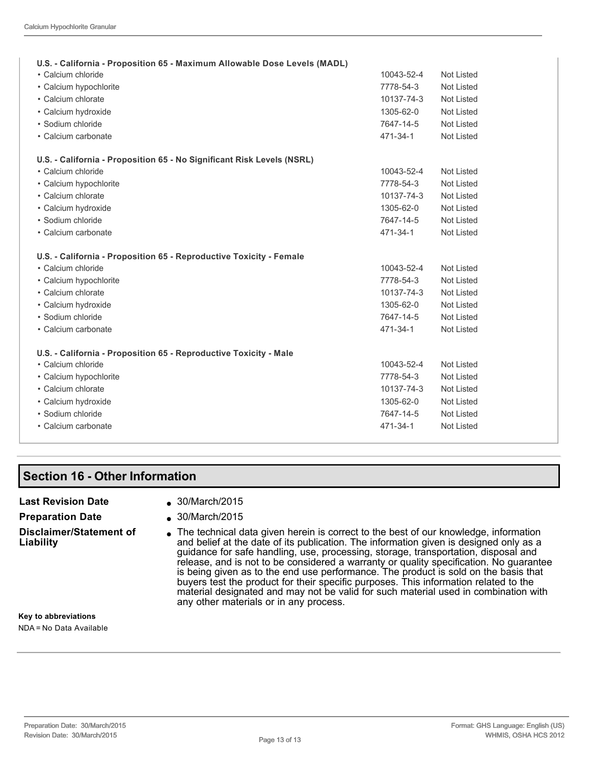**U.S. - California - Proposition 65 - Maximum Allowable Dose Levels (MADL)**

| | | |
|---|---|---|
| • Calcium chloride | 10043-52-4 | Not Listed |
| • Calcium hypochlorite | 7778-54-3 | Not Listed |
| • Calcium chlorate | 10137-74-3 | Not Listed |
| • Calcium hydroxide | 1305-62-0 | Not Listed |
| • Sodium chloride | 7647-14-5 | Not Listed |
| • Calcium carbonate | 471-34-1 | Not Listed |

**U.S. - California - Proposition 65 - No Significant Risk Levels (NSRL)**

| | | |
|---|---|---|
| • Calcium chloride | 10043-52-4 | Not Listed |
| • Calcium hypochlorite | 7778-54-3 | Not Listed |
| • Calcium chlorate | 10137-74-3 | Not Listed |
| • Calcium hydroxide | 1305-62-0 | Not Listed |
| • Sodium chloride | 7647-14-5 | Not Listed |
| • Calcium carbonate | 471-34-1 | Not Listed |

**U.S. - California - Proposition 65 - Reproductive Toxicity - Female**

| | | |
|---|---|---|
| • Calcium chloride | 10043-52-4 | Not Listed |
| • Calcium hypochlorite | 7778-54-3 | Not Listed |
| • Calcium chlorate | 10137-74-3 | Not Listed |
| • Calcium hydroxide | 1305-62-0 | Not Listed |
| • Sodium chloride | 7647-14-5 | Not Listed |
| • Calcium carbonate | 471-34-1 | Not Listed |

**U.S. - California - Proposition 65 - Reproductive Toxicity - Male**

| | | |
|---|---|---|
| • Calcium chloride | 10043-52-4 | Not Listed |
| • Calcium hypochlorite | 7778-54-3 | Not Listed |
| • Calcium chlorate | 10137-74-3 | Not Listed |
| • Calcium hydroxide | 1305-62-0 | Not Listed |
| • Sodium chloride | 7647-14-5 | Not Listed |
| • Calcium carbonate | 471-34-1 | Not Listed |

## Section 16 - Other Information

**Last Revision Date**
- 30/March/2015

**Preparation Date**
- 30/March/2015

**Disclaimer/Statement of Liability**
- The technical data given herein is correct to the best of our knowledge, information and belief at the date of its publication. The information given is designed only as a guidance for safe handling, use, processing, storage, transportation, disposal and release, and is not to be considered a warranty or quality specification. No guarantee is being given as to the end use performance. The product is sold on the basis that buyers test the product for their specific purposes. This information related to the material designated and may not be valid for such material used in combination with any other materials or in any process.

**Key to abbreviations**

NDA = No Data Available